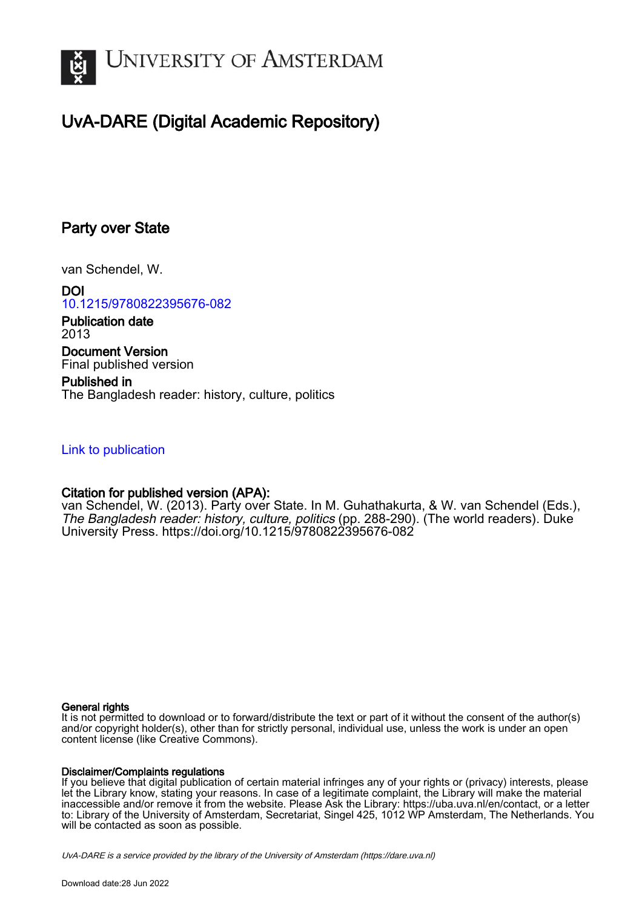# UvA-DARE (Digital Academic Repository)

## Party over State

van Schendel, W.

**DOI**
10.1215/9780822395676-082

**Publication date**
2013

**Document Version**
Final published version

**Published in**
The Bangladesh reader: history, culture, politics

Link to publication

**Citation for published version (APA):**
van Schendel, W. (2013). Party over State. In M. Guhathakurta, & W. van Schendel (Eds.), *The Bangladesh reader: history, culture, politics* (pp. 288-290). (The world readers). Duke University Press. https://doi.org/10.1215/9780822395676-082

**General rights**
It is not permitted to download or to forward/distribute the text or part of it without the consent of the author(s) and/or copyright holder(s), other than for strictly personal, individual use, unless the work is under an open content license (like Creative Commons).

**Disclaimer/Complaints regulations**
If you believe that digital publication of certain material infringes any of your rights or (privacy) interests, please let the Library know, stating your reasons. In case of a legitimate complaint, the Library will make the material inaccessible and/or remove it from the website. Please Ask the Library: https://uba.uva.nl/en/contact, or a letter to: Library of the University of Amsterdam, Secretariat, Singel 425, 1012 WP Amsterdam, The Netherlands. You will be contacted as soon as possible.

*UvA-DARE is a service provided by the library of the University of Amsterdam (https://dare.uva.nl)*

Download date:28 Jun 2022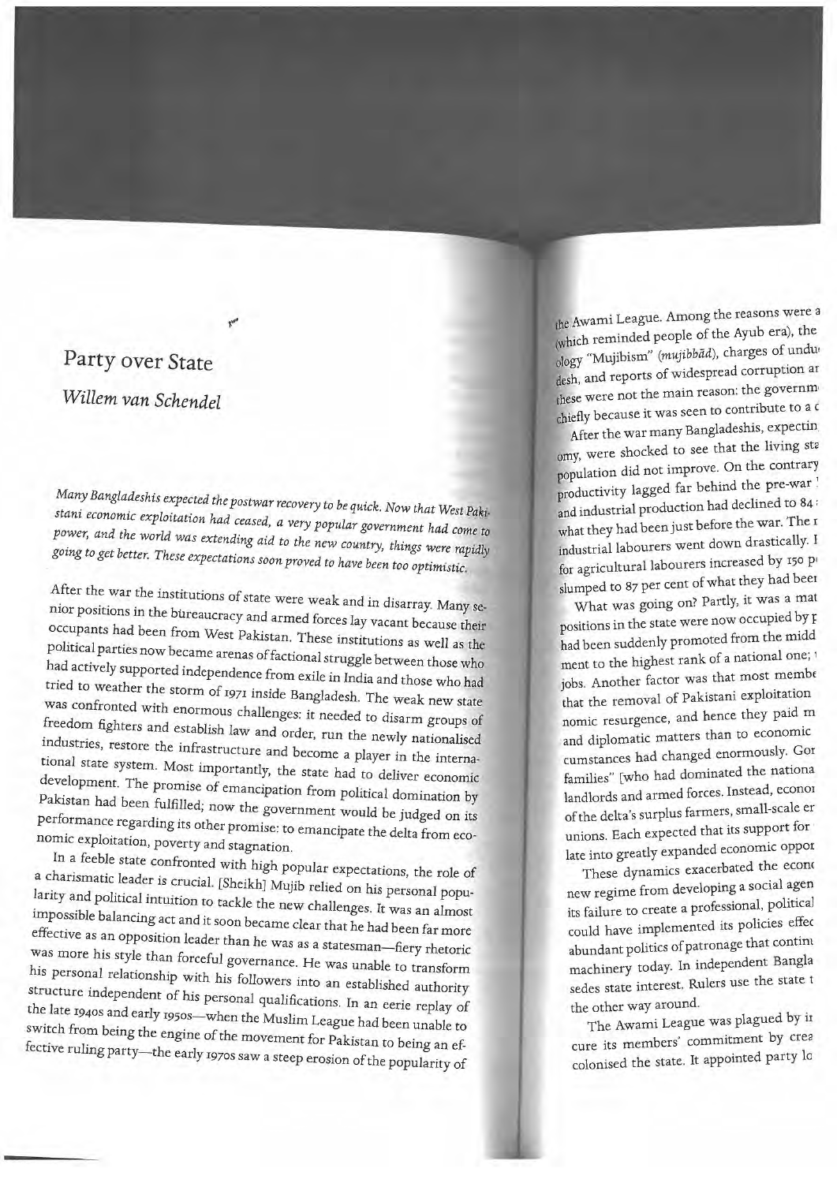# Party over State

## Willem van Schendel

*Many Bangladeshis expected the postwar recovery to be quick. Now that West Pakistani economic exploitation had ceased, a very popular government had come to power, and the world was extending aid to the new country, things were rapidly going to get better. These expectations soon proved to have been too optimistic.*

After the war the institutions of state were weak and in disarray. Many senior positions in the bureaucracy and armed forces lay vacant because their occupants had been from West Pakistan. These institutions as well as the political parties now became arenas of factional struggle between those who had actively supported independence from exile in India and those who had tried to weather the storm of 1971 inside Bangladesh. The weak new state was confronted with enormous challenges: it needed to disarm groups of freedom fighters and establish law and order, run the newly nationalised industries, restore the infrastructure and become a player in the international state system. Most importantly, the state had to deliver economic development. The promise of emancipation from political domination by Pakistan had been fulfilled; now the government would be judged on its performance regarding its other promise: to emancipate the delta from economic exploitation, poverty and stagnation.

In a feeble state confronted with high popular expectations, the role of a charismatic leader is crucial. [Sheikh] Mujib relied on his personal popularity and political intuition to tackle the new challenges. It was an almost impossible balancing act and it soon became clear that he had been far more effective as an opposition leader than he was as a statesman—fiery rhetoric was more his style than forceful governance. He was unable to transform his personal relationship with his followers into an established authority structure independent of his personal qualifications. In an eerie replay of the late 1940s and early 1950s—when the Muslim League had been unable to switch from being the engine of the movement for Pakistan to being an effective ruling party—the early 1970s saw a steep erosion of the popularity of the Awami League. Among the reasons were a (which reminded people of the Ayub era), the ology "Mujibism" (*mujibbād*), charges of undu desh, and reports of widespread corruption ar these were not the main reason: the governm chiefly because it was seen to contribute to a c

After the war many Bangladeshis, expectin omy, were shocked to see that the living sta population did not improve. On the contrary productivity lagged far behind the pre-war and industrial production had declined to 84 what they had been just before the war. The r industrial labourers went down drastically. I for agricultural labourers increased by 150 p slumped to 87 per cent of what they had beer

What was going on? Partly, it was a mat positions in the state were now occupied by p had been suddenly promoted from the midd ment to the highest rank of a national one; jobs. Another factor was that most membe that the removal of Pakistani exploitation nomic resurgence, and hence they paid m and diplomatic matters than to economic cumstances had changed enormously. Gor families" [who had dominated the nationa landlords and armed forces. Instead, econo of the delta's surplus farmers, small-scale er unions. Each expected that its support for late into greatly expanded economic oppor

These dynamics exacerbated the econ new regime from developing a social agen its failure to create a professional, political could have implemented its policies effec abundant politics of patronage that contin machinery today. In independent Bangla sedes state interest. Rulers use the state t the other way around.

The Awami League was plagued by i cure its members' commitment by crea colonised the state. It appointed party lo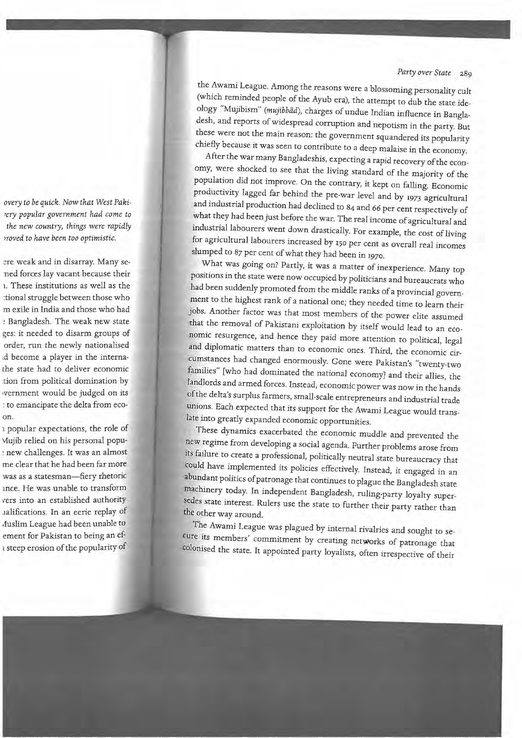the Awami League. Among the reasons were a blossoming personality cult (which reminded people of the Ayub era), the attempt to dub the state ideology "Mujibism" (*mujibbād*), charges of undue Indian influence in Bangladesh, and reports of widespread corruption and nepotism in the party. But these were not the main reason: the government squandered its popularity chiefly because it was seen to contribute to a deep malaise in the economy.

After the war many Bangladeshis, expecting a rapid recovery of the economy, were shocked to see that the living standard of the majority of the population did not improve. On the contrary, it kept on falling. Economic productivity lagged far behind the pre-war level and by 1973 agricultural and industrial production had declined to 84 and 66 per cent respectively of what they had been just before the war. The real income of agricultural and industrial labourers went down drastically. For example, the cost of living for agricultural labourers increased by 150 per cent as overall real incomes slumped to 87 per cent of what they had been in 1970.

What was going on? Partly, it was a matter of inexperience. Many top positions in the state were now occupied by politicians and bureaucrats who had been suddenly promoted from the middle ranks of a provincial government to the highest rank of a national one; they needed time to learn their jobs. Another factor was that most members of the power elite assumed that the removal of Pakistani exploitation by itself would lead to an economic resurgence, and hence they paid more attention to political, legal and diplomatic matters than to economic ones. Third, the economic circumstances had changed enormously. Gone were Pakistan's "twenty-two families" [who had dominated the national economy] and their allies, the landlords and armed forces. Instead, economic power was now in the hands of the delta's surplus farmers, small-scale entrepreneurs and industrial trade unions. Each expected that its support for the Awami League would translate into greatly expanded economic opportunities.

These dynamics exacerbated the economic muddle and prevented the new regime from developing a social agenda. Further problems arose from its failure to create a professional, politically neutral state bureaucracy that could have implemented its policies effectively. Instead, it engaged in an abundant politics of patronage that continues to plague the Bangladesh state machinery today. In independent Bangladesh, ruling-party loyalty supersedes state interest. Rulers use the state to further their party rather than the other way around.

The Awami League was plagued by internal rivalries and sought to secure its members' commitment by creating networks of patronage that colonised the state. It appointed party loyalists, often irrespective of their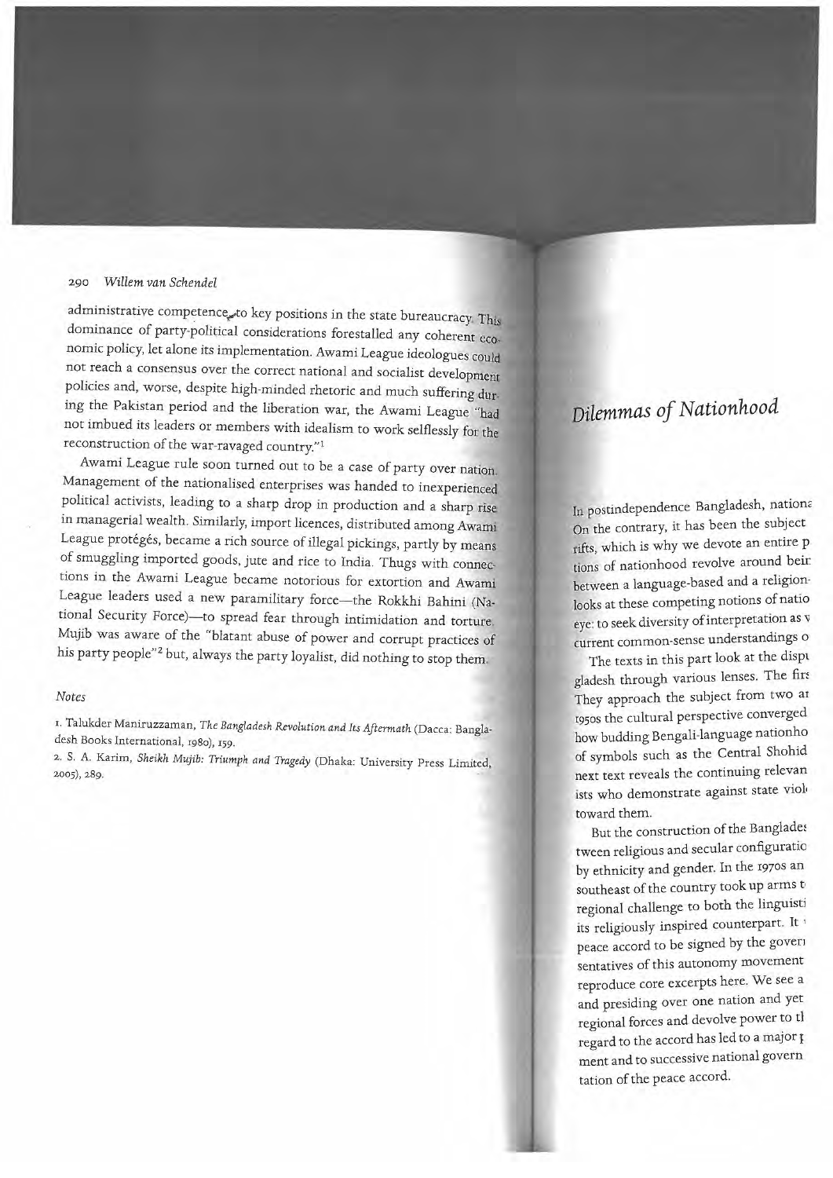administrative competence, to key positions in the state bureaucracy. This dominance of party-political considerations forestalled any coherent economic policy, let alone its implementation. Awami League ideologues could not reach a consensus over the correct national and socialist development policies and, worse, despite high-minded rhetoric and much suffering during the Pakistan period and the liberation war, the Awami League "had not imbued its leaders or members with idealism to work selflessly for the reconstruction of the war-ravaged country."[1]

Awami League rule soon turned out to be a case of party over nation. Management of the nationalised enterprises was handed to inexperienced political activists, leading to a sharp drop in production and a sharp rise in managerial wealth. Similarly, import licences, distributed among Awami League protégés, became a rich source of illegal pickings, partly by means of smuggling imported goods, jute and rice to India. Thugs with connections in the Awami League became notorious for extortion and Awami League leaders used a new paramilitary force—the Rokkhi Bahini (National Security Force)—to spread fear through intimidation and torture. Mujib was aware of the "blatant abuse of power and corrupt practices of his party people"[2] but, always the party loyalist, did nothing to stop them.

*Notes*

1. Talukder Maniruzzaman, *The Bangladesh Revolution and Its Aftermath* (Dacca: Bangladesh Books International, 1980), 159.
2. S. A. Karim, *Sheikh Mujib: Triumph and Tragedy* (Dhaka: University Press Limited, 2005), 289.

# Dilemmas of Nationhood

In postindependence Bangladesh, nationa
On the contrary, it has been the subject
rifts, which is why we devote an entire p
tions of nationhood revolve around bein
between a language-based and a religion-
looks at these competing notions of natio
eye: to seek diversity of interpretation as v
current common-sense understandings o

The texts in this part look at the dispu
gladesh through various lenses. The firs
They approach the subject from two ar
1950s the cultural perspective converged
how budding Bengali-language nationho
of symbols such as the Central Shohid
next text reveals the continuing relevan
ists who demonstrate against state viol
toward them.

But the construction of the Banglades
tween religious and secular configuratio
by ethnicity and gender. In the 1970s an
southeast of the country took up arms t
regional challenge to both the linguisti
its religiously inspired counterpart. It
peace accord to be signed by the govern
sentatives of this autonomy movement
reproduce core excerpts here. We see a
and presiding over one nation and yet
regional forces and devolve power to th
regard to the accord has led to a major p
ment and to successive national govern
tation of the peace accord.